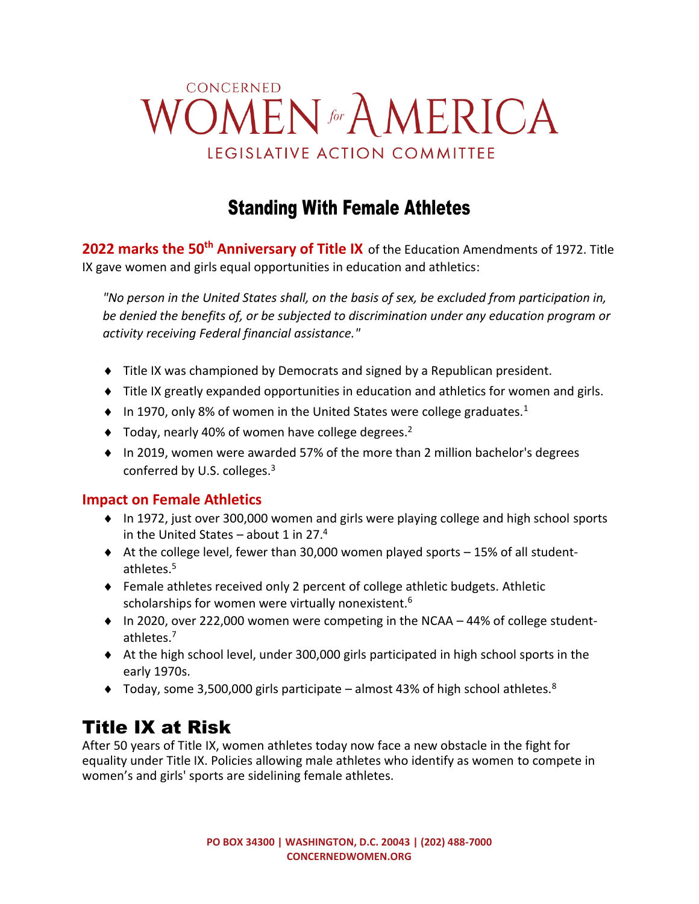# CONCERNED WOMEN *for* AMERICA

LEGISLATIVE ACTION COMMITTEE

## Standing With Female Athletes

**2022 marks the 50th Anniversary of Title IX** of the Education Amendments of 1972. Title IX gave women and girls equal opportunities in education and athletics:

> *"No person in the United States shall, on the basis of sex, be excluded from participation in, be denied the benefits of, or be subjected to discrimination under any education program or activity receiving Federal financial assistance."*

- Title IX was championed by Democrats and signed by a Republican president.
- Title IX greatly expanded opportunities in education and athletics for women and girls.
- In 1970, only 8% of women in the United States were college graduates.[1]
- Today, nearly 40% of women have college degrees.[2]
- In 2019, women were awarded 57% of the more than 2 million bachelor's degrees conferred by U.S. colleges.[3]

### Impact on Female Athletics

- In 1972, just over 300,000 women and girls were playing college and high school sports in the United States – about 1 in 27.[4]
- At the college level, fewer than 30,000 women played sports – 15% of all student-athletes.[5]
- Female athletes received only 2 percent of college athletic budgets. Athletic scholarships for women were virtually nonexistent.[6]
- In 2020, over 222,000 women were competing in the NCAA – 44% of college student-athletes.[7]
- At the high school level, under 300,000 girls participated in high school sports in the early 1970s.
- Today, some 3,500,000 girls participate – almost 43% of high school athletes.[8]

## Title IX at Risk

After 50 years of Title IX, women athletes today now face a new obstacle in the fight for equality under Title IX. Policies allowing male athletes who identify as women to compete in women's and girls' sports are sidelining female athletes.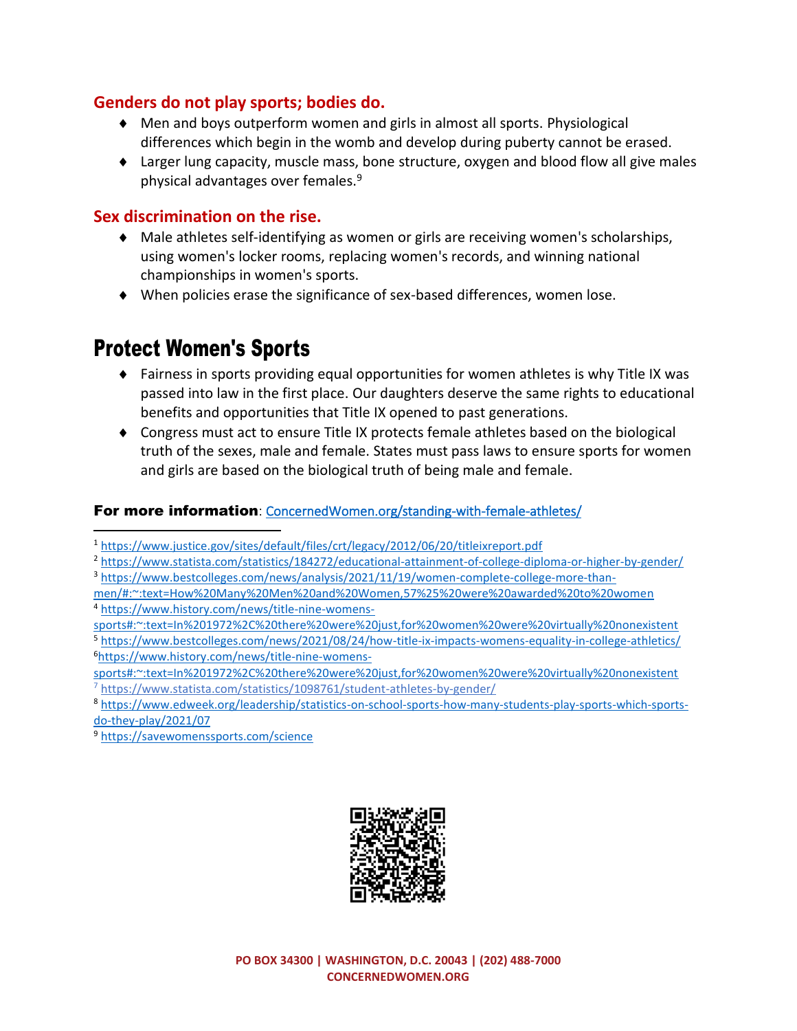## Genders do not play sports; bodies do.

- Men and boys outperform women and girls in almost all sports. Physiological differences which begin in the womb and develop during puberty cannot be erased.
- Larger lung capacity, muscle mass, bone structure, oxygen and blood flow all give males physical advantages over females.[9]

## Sex discrimination on the rise.

- Male athletes self-identifying as women or girls are receiving women's scholarships, using women's locker rooms, replacing women's records, and winning national championships in women's sports.
- When policies erase the significance of sex-based differences, women lose.

# Protect Women's Sports

- Fairness in sports providing equal opportunities for women athletes is why Title IX was passed into law in the first place. Our daughters deserve the same rights to educational benefits and opportunities that Title IX opened to past generations.
- Congress must act to ensure Title IX protects female athletes based on the biological truth of the sexes, male and female. States must pass laws to ensure sports for women and girls are based on the biological truth of being male and female.

**For more information**: ConcernedWomen.org/standing-with-female-athletes/

---

[1] https://www.justice.gov/sites/default/files/crt/legacy/2012/06/20/titleixreport.pdf
[2] https://www.statista.com/statistics/184272/educational-attainment-of-college-diploma-or-higher-by-gender/
[3] https://www.bestcolleges.com/news/analysis/2021/11/19/women-complete-college-more-than-men/#:~:text=How%20Many%20Men%20and%20Women,57%25%20were%20awarded%20to%20women
[4] https://www.history.com/news/title-nine-womens-sports#:~:text=In%201972%2C%20there%20were%20just,for%20women%20were%20virtually%20nonexistent
[5] https://www.bestcolleges.com/news/2021/08/24/how-title-ix-impacts-womens-equality-in-college-athletics/
[6] https://www.history.com/news/title-nine-womens-sports#:~:text=In%201972%2C%20there%20were%20just,for%20women%20were%20virtually%20nonexistent
[7] https://www.statista.com/statistics/1098761/student-athletes-by-gender/
[8] https://www.edweek.org/leadership/statistics-on-school-sports-how-many-students-play-sports-which-sports-do-they-play/2021/07
[9] https://savewomenssports.com/science

PO BOX 34300 | WASHINGTON, D.C. 20043 | (202) 488-7000
CONCERNEDWOMEN.ORG